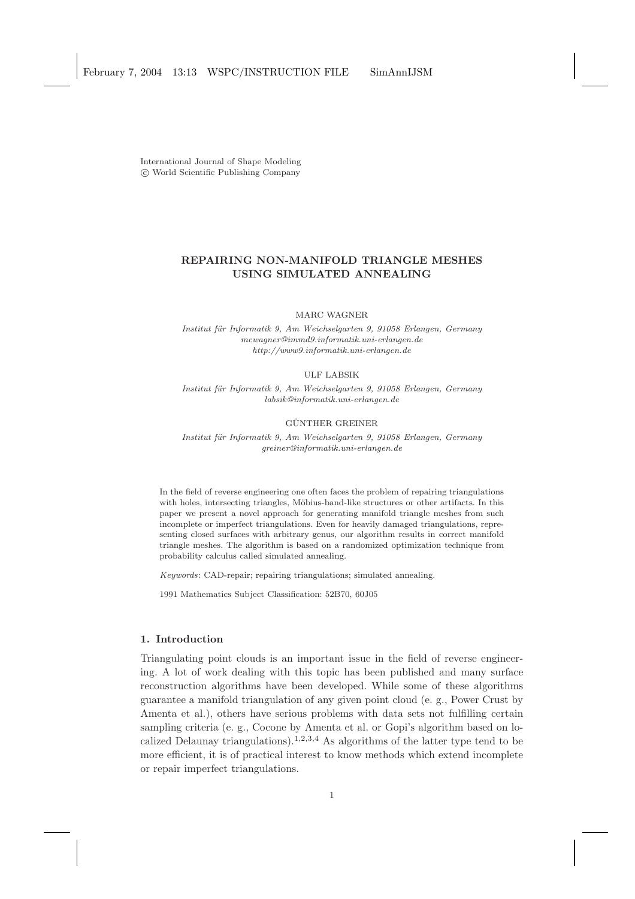International Journal of Shape Modeling
© World Scientific Publishing Company

# REPAIRING NON-MANIFOLD TRIANGLE MESHES USING SIMULATED ANNEALING

MARC WAGNER

*Institut für Informatik 9, Am Weichselgarten 9, 91058 Erlangen, Germany*
*mcwagner@immd9.informatik.uni-erlangen.de*
*http://www9.informatik.uni-erlangen.de*

ULF LABSIK

*Institut für Informatik 9, Am Weichselgarten 9, 91058 Erlangen, Germany*
*labsik@informatik.uni-erlangen.de*

GÜNTHER GREINER

*Institut für Informatik 9, Am Weichselgarten 9, 91058 Erlangen, Germany*
*greiner@informatik.uni-erlangen.de*

In the field of reverse engineering one often faces the problem of repairing triangulations with holes, intersecting triangles, Möbius-band-like structures or other artifacts. In this paper we present a novel approach for generating manifold triangle meshes from such incomplete or imperfect triangulations. Even for heavily damaged triangulations, representing closed surfaces with arbitrary genus, our algorithm results in correct manifold triangle meshes. The algorithm is based on a randomized optimization technique from probability calculus called simulated annealing.

*Keywords*: CAD-repair; repairing triangulations; simulated annealing.

1991 Mathematics Subject Classification: 52B70, 60J05

## 1. Introduction

Triangulating point clouds is an important issue in the field of reverse engineering. A lot of work dealing with this topic has been published and many surface reconstruction algorithms have been developed. While some of these algorithms guarantee a manifold triangulation of any given point cloud (e. g., Power Crust by Amenta et al.), others have serious problems with data sets not fulfilling certain sampling criteria (e. g., Cocone by Amenta et al. or Gopi's algorithm based on localized Delaunay triangulations).[1,2,3,4] As algorithms of the latter type tend to be more efficient, it is of practical interest to know methods which extend incomplete or repair imperfect triangulations.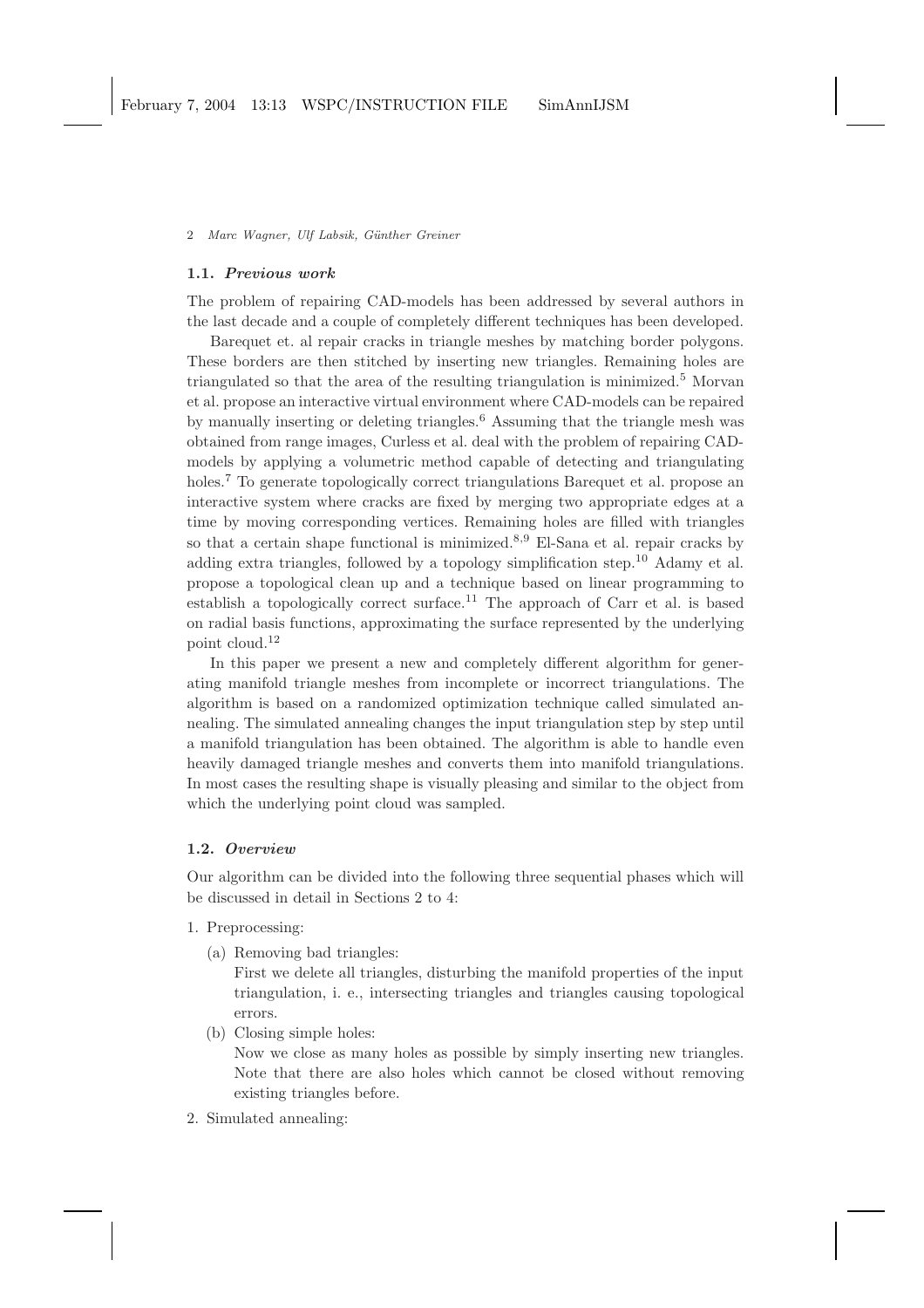### 1.1. *Previous work*

The problem of repairing CAD-models has been addressed by several authors in the last decade and a couple of completely different techniques has been developed.

Barequet et. al repair cracks in triangle meshes by matching border polygons. These borders are then stitched by inserting new triangles. Remaining holes are triangulated so that the area of the resulting triangulation is minimized.[5] Morvan et al. propose an interactive virtual environment where CAD-models can be repaired by manually inserting or deleting triangles.[6] Assuming that the triangle mesh was obtained from range images, Curless et al. deal with the problem of repairing CAD-models by applying a volumetric method capable of detecting and triangulating holes.[7] To generate topologically correct triangulations Barequet et al. propose an interactive system where cracks are fixed by merging two appropriate edges at a time by moving corresponding vertices. Remaining holes are filled with triangles so that a certain shape functional is minimized.[8,9] El-Sana et al. repair cracks by adding extra triangles, followed by a topology simplification step.[10] Adamy et al. propose a topological clean up and a technique based on linear programming to establish a topologically correct surface.[11] The approach of Carr et al. is based on radial basis functions, approximating the surface represented by the underlying point cloud.[12]

In this paper we present a new and completely different algorithm for generating manifold triangle meshes from incomplete or incorrect triangulations. The algorithm is based on a randomized optimization technique called simulated annealing. The simulated annealing changes the input triangulation step by step until a manifold triangulation has been obtained. The algorithm is able to handle even heavily damaged triangle meshes and converts them into manifold triangulations. In most cases the resulting shape is visually pleasing and similar to the object from which the underlying point cloud was sampled.

### 1.2. *Overview*

Our algorithm can be divided into the following three sequential phases which will be discussed in detail in Sections 2 to 4:

1. Preprocessing:
   - (a) Removing bad triangles:
     First we delete all triangles, disturbing the manifold properties of the input triangulation, i. e., intersecting triangles and triangles causing topological errors.
   - (b) Closing simple holes:
     Now we close as many holes as possible by simply inserting new triangles. Note that there are also holes which cannot be closed without removing existing triangles before.
2. Simulated annealing: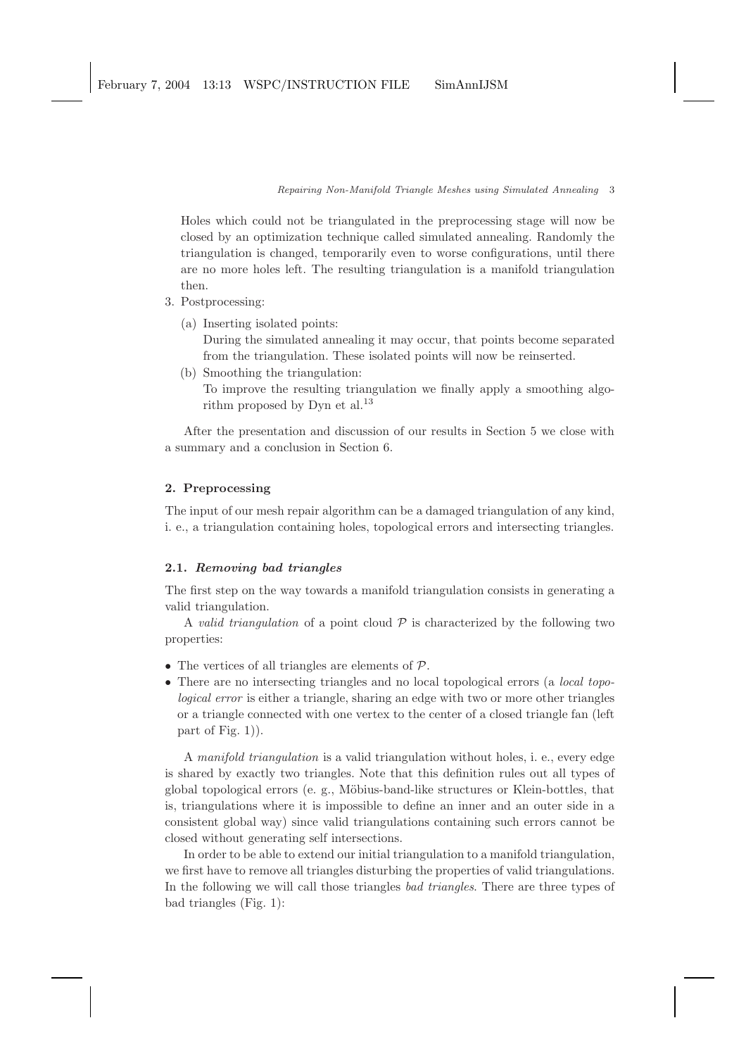Holes which could not be triangulated in the preprocessing stage will now be closed by an optimization technique called simulated annealing. Randomly the triangulation is changed, temporarily even to worse configurations, until there are no more holes left. The resulting triangulation is a manifold triangulation then.

3. Postprocessing:
   (a) Inserting isolated points:
   During the simulated annealing it may occur, that points become separated from the triangulation. These isolated points will now be reinserted.
   (b) Smoothing the triangulation:
   To improve the resulting triangulation we finally apply a smoothing algorithm proposed by Dyn et al.[13]

After the presentation and discussion of our results in Section 5 we close with a summary and a conclusion in Section 6.

## 2. Preprocessing

The input of our mesh repair algorithm can be a damaged triangulation of any kind, i. e., a triangulation containing holes, topological errors and intersecting triangles.

### 2.1. *Removing bad triangles*

The first step on the way towards a manifold triangulation consists in generating a valid triangulation.

A *valid triangulation* of a point cloud $\mathcal{P}$ is characterized by the following two properties:

- The vertices of all triangles are elements of $\mathcal{P}$.
- There are no intersecting triangles and no local topological errors (a *local topological error* is either a triangle, sharing an edge with two or more other triangles or a triangle connected with one vertex to the center of a closed triangle fan (left part of Fig. 1)).

A *manifold triangulation* is a valid triangulation without holes, i. e., every edge is shared by exactly two triangles. Note that this definition rules out all types of global topological errors (e. g., Möbius-band-like structures or Klein-bottles, that is, triangulations where it is impossible to define an inner and an outer side in a consistent global way) since valid triangulations containing such errors cannot be closed without generating self intersections.

In order to be able to extend our initial triangulation to a manifold triangulation, we first have to remove all triangles disturbing the properties of valid triangulations. In the following we will call those triangles *bad triangles*. There are three types of bad triangles (Fig. 1):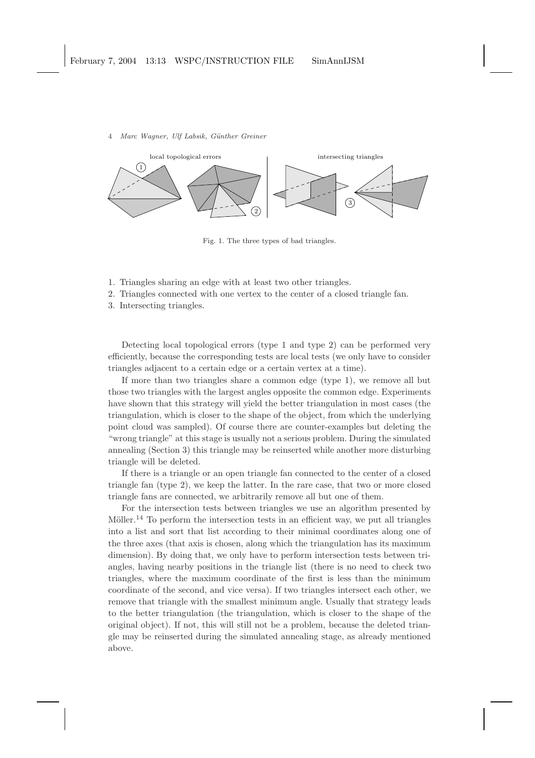Fig. 1. The three types of bad triangles.

1. Triangles sharing an edge with at least two other triangles.
2. Triangles connected with one vertex to the center of a closed triangle fan.
3. Intersecting triangles.

Detecting local topological errors (type 1 and type 2) can be performed very efficiently, because the corresponding tests are local tests (we only have to consider triangles adjacent to a certain edge or a certain vertex at a time).

If more than two triangles share a common edge (type 1), we remove all but those two triangles with the largest angles opposite the common edge. Experiments have shown that this strategy will yield the better triangulation in most cases (the triangulation, which is closer to the shape of the object, from which the underlying point cloud was sampled). Of course there are counter-examples but deleting the "wrong triangle" at this stage is usually not a serious problem. During the simulated annealing (Section 3) this triangle may be reinserted while another more disturbing triangle will be deleted.

If there is a triangle or an open triangle fan connected to the center of a closed triangle fan (type 2), we keep the latter. In the rare case, that two or more closed triangle fans are connected, we arbitrarily remove all but one of them.

For the intersection tests between triangles we use an algorithm presented by Möller.[14] To perform the intersection tests in an efficient way, we put all triangles into a list and sort that list according to their minimal coordinates along one of the three axes (that axis is chosen, along which the triangulation has its maximum dimension). By doing that, we only have to perform intersection tests between triangles, having nearby positions in the triangle list (there is no need to check two triangles, where the maximum coordinate of the first is less than the minimum coordinate of the second, and vice versa). If two triangles intersect each other, we remove that triangle with the smallest minimum angle. Usually that strategy leads to the better triangulation (the triangulation, which is closer to the shape of the original object). If not, this will still not be a problem, because the deleted triangle may be reinserted during the simulated annealing stage, as already mentioned above.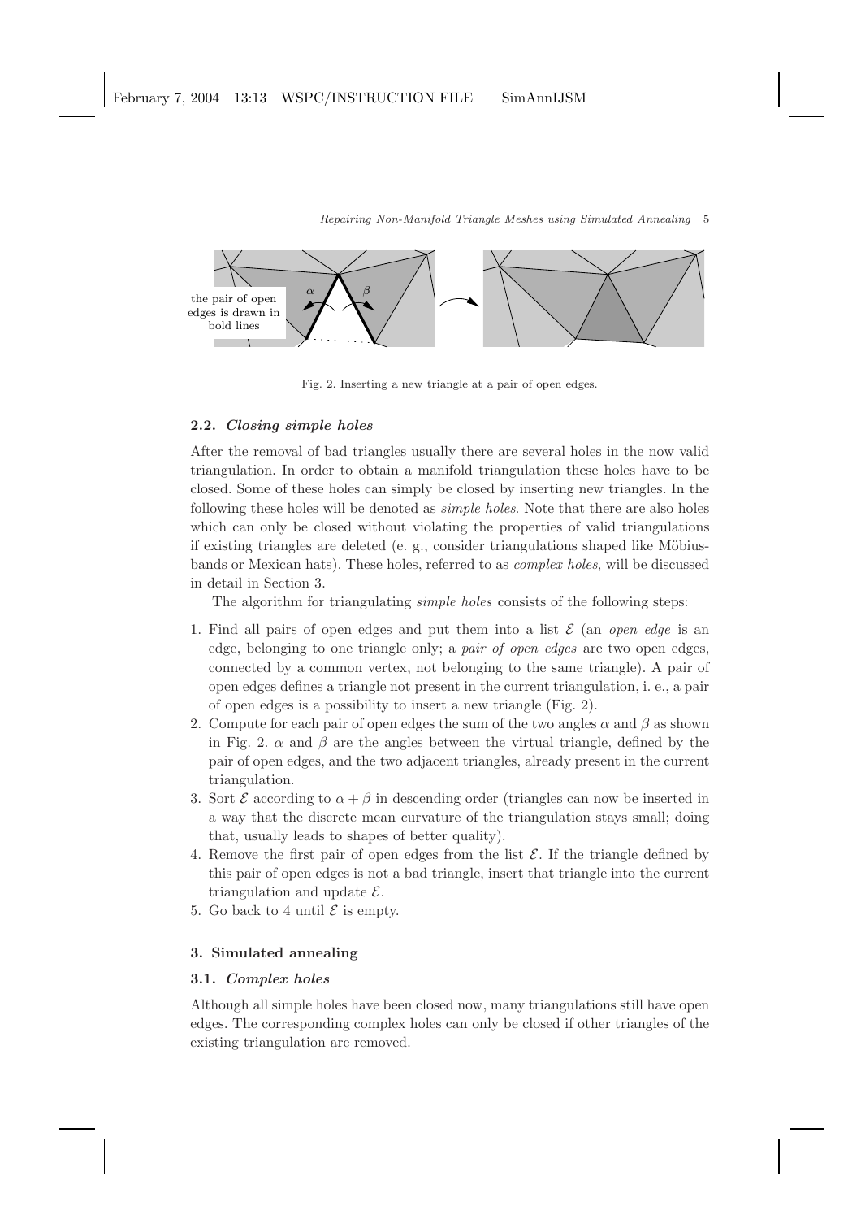Fig. 2. Inserting a new triangle at a pair of open edges.

### 2.2. *Closing simple holes*

After the removal of bad triangles usually there are several holes in the now valid triangulation. In order to obtain a manifold triangulation these holes have to be closed. Some of these holes can simply be closed by inserting new triangles. In the following these holes will be denoted as *simple holes*. Note that there are also holes which can only be closed without violating the properties of valid triangulations if existing triangles are deleted (e. g., consider triangulations shaped like Möbius-bands or Mexican hats). These holes, referred to as *complex holes*, will be discussed in detail in Section 3.

The algorithm for triangulating *simple holes* consists of the following steps:

1. Find all pairs of open edges and put them into a list $\mathcal{E}$ (an *open edge* is an edge, belonging to one triangle only; a *pair of open edges* are two open edges, connected by a common vertex, not belonging to the same triangle). A pair of open edges defines a triangle not present in the current triangulation, i. e., a pair of open edges is a possibility to insert a new triangle (Fig. 2).
2. Compute for each pair of open edges the sum of the two angles $\alpha$ and $\beta$ as shown in Fig. 2. $\alpha$ and $\beta$ are the angles between the virtual triangle, defined by the pair of open edges, and the two adjacent triangles, already present in the current triangulation.
3. Sort $\mathcal{E}$ according to $\alpha + \beta$ in descending order (triangles can now be inserted in a way that the discrete mean curvature of the triangulation stays small; doing that, usually leads to shapes of better quality).
4. Remove the first pair of open edges from the list $\mathcal{E}$. If the triangle defined by this pair of open edges is not a bad triangle, insert that triangle into the current triangulation and update $\mathcal{E}$.
5. Go back to 4 until $\mathcal{E}$ is empty.

## 3. Simulated annealing

### 3.1. *Complex holes*

Although all simple holes have been closed now, many triangulations still have open edges. The corresponding complex holes can only be closed if other triangles of the existing triangulation are removed.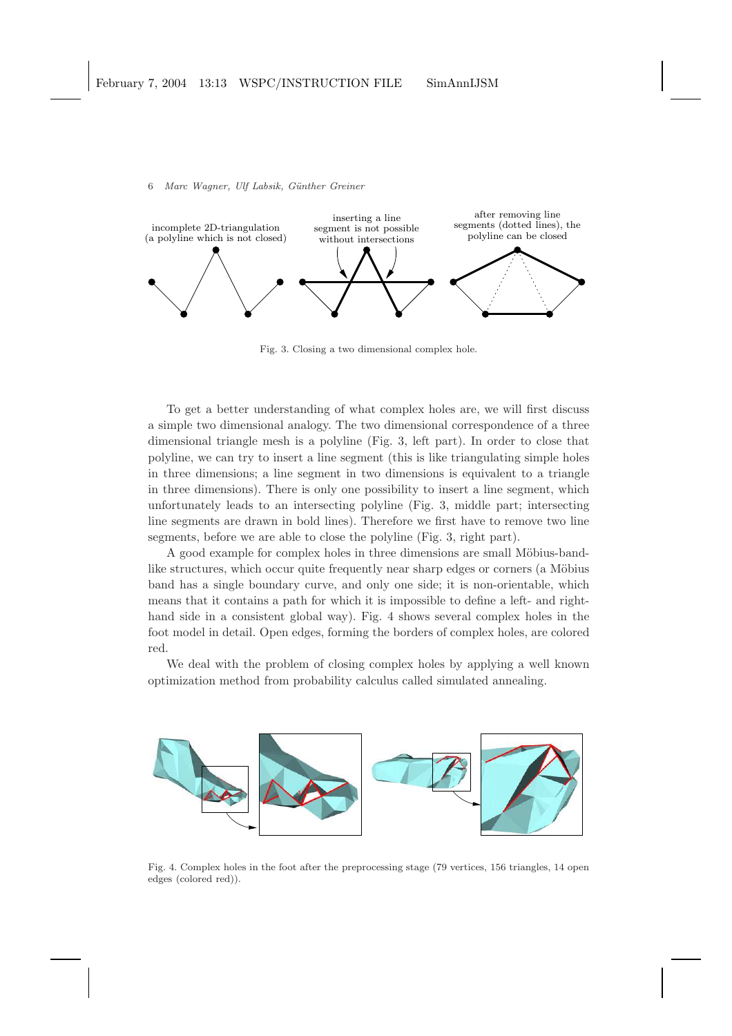incomplete 2D-triangulation (a polyline which is not closed)

inserting a line segment is not possible without intersections

after removing line segments (dotted lines), the polyline can be closed

Fig. 3. Closing a two dimensional complex hole.

To get a better understanding of what complex holes are, we will first discuss a simple two dimensional analogy. The two dimensional correspondence of a three dimensional triangle mesh is a polyline (Fig. 3, left part). In order to close that polyline, we can try to insert a line segment (this is like triangulating simple holes in three dimensions; a line segment in two dimensions is equivalent to a triangle in three dimensions). There is only one possibility to insert a line segment, which unfortunately leads to an intersecting polyline (Fig. 3, middle part; intersecting line segments are drawn in bold lines). Therefore we first have to remove two line segments, before we are able to close the polyline (Fig. 3, right part).

A good example for complex holes in three dimensions are small Möbius-band-like structures, which occur quite frequently near sharp edges or corners (a Möbius band has a single boundary curve, and only one side; it is non-orientable, which means that it contains a path for which it is impossible to define a left- and right-hand side in a consistent global way). Fig. 4 shows several complex holes in the foot model in detail. Open edges, forming the borders of complex holes, are colored red.

We deal with the problem of closing complex holes by applying a well known optimization method from probability calculus called simulated annealing.

Fig. 4. Complex holes in the foot after the preprocessing stage (79 vertices, 156 triangles, 14 open edges (colored red)).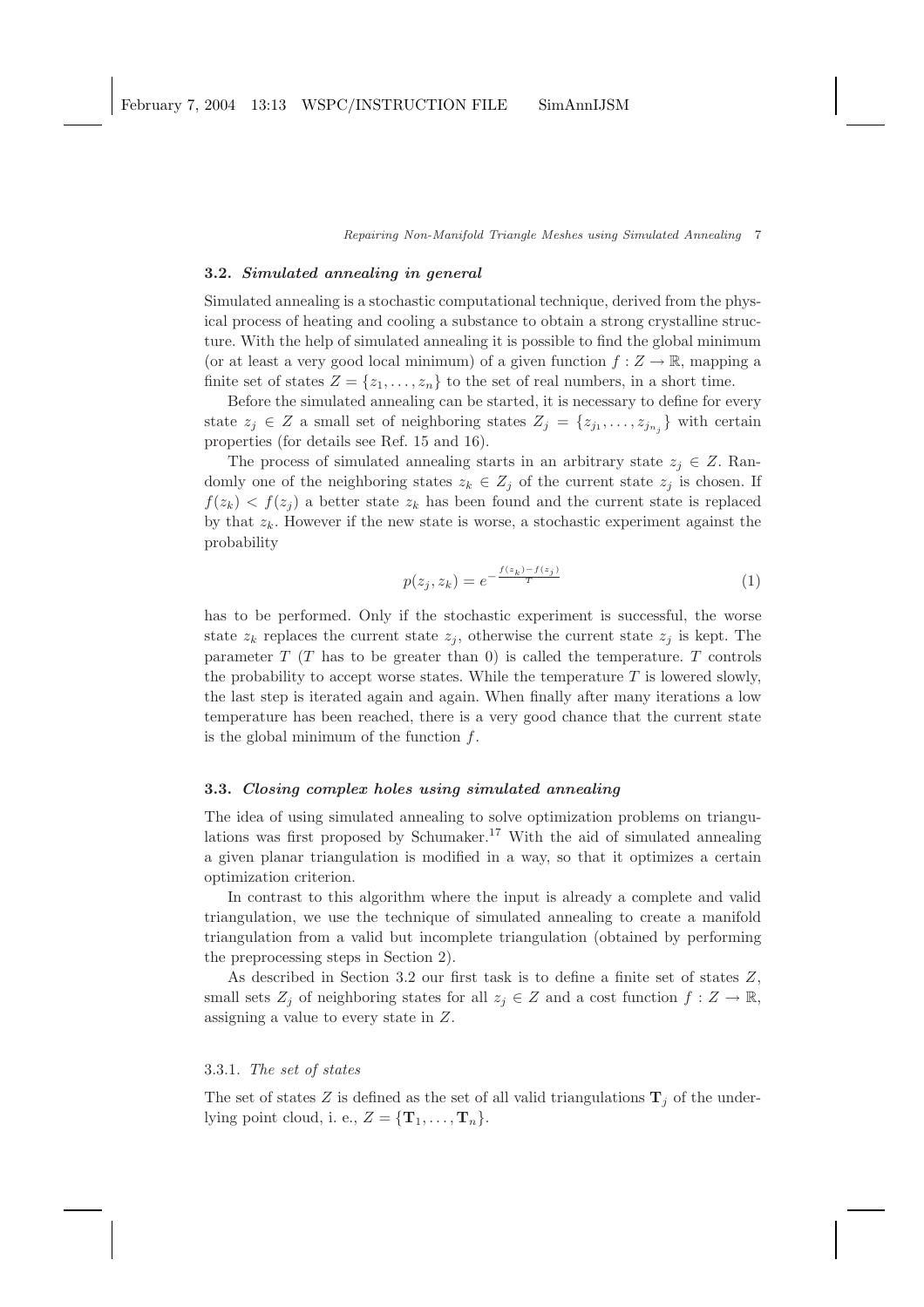### 3.2. *Simulated annealing in general*

Simulated annealing is a stochastic computational technique, derived from the physical process of heating and cooling a substance to obtain a strong crystalline structure. With the help of simulated annealing it is possible to find the global minimum (or at least a very good local minimum) of a given function $f : Z \to \mathbb{R}$, mapping a finite set of states $Z = \{z_1, \dots, z_n\}$ to the set of real numbers, in a short time.

Before the simulated annealing can be started, it is necessary to define for every state $z_j \in Z$ a small set of neighboring states $Z_j = \{z_{j_1}, \dots, z_{j_{n_j}}\}$ with certain properties (for details see Ref. 15 and 16).

The process of simulated annealing starts in an arbitrary state $z_j \in Z$. Randomly one of the neighboring states $z_k \in Z_j$ of the current state $z_j$ is chosen. If $f(z_k) < f(z_j)$ a better state $z_k$ has been found and the current state is replaced by that $z_k$. However if the new state is worse, a stochastic experiment against the probability

$$p(z_j, z_k) = e^{-\frac{f(z_k) - f(z_j)}{T}} \tag{1}$$

has to be performed. Only if the stochastic experiment is successful, the worse state $z_k$ replaces the current state $z_j$, otherwise the current state $z_j$ is kept. The parameter $T$ ($T$ has to be greater than 0) is called the temperature. $T$ controls the probability to accept worse states. While the temperature $T$ is lowered slowly, the last step is iterated again and again. When finally after many iterations a low temperature has been reached, there is a very good chance that the current state is the global minimum of the function $f$.

### 3.3. *Closing complex holes using simulated annealing*

The idea of using simulated annealing to solve optimization problems on triangulations was first proposed by Schumaker.[17] With the aid of simulated annealing a given planar triangulation is modified in a way, so that it optimizes a certain optimization criterion.

In contrast to this algorithm where the input is already a complete and valid triangulation, we use the technique of simulated annealing to create a manifold triangulation from a valid but incomplete triangulation (obtained by performing the preprocessing steps in Section 2).

As described in Section 3.2 our first task is to define a finite set of states $Z$, small sets $Z_j$ of neighboring states for all $z_j \in Z$ and a cost function $f : Z \to \mathbb{R}$, assigning a value to every state in $Z$.

#### 3.3.1. *The set of states*

The set of states $Z$ is defined as the set of all valid triangulations $\mathbf{T}_j$ of the underlying point cloud, i. e., $Z = \{\mathbf{T}_1, \dots, \mathbf{T}_n\}$.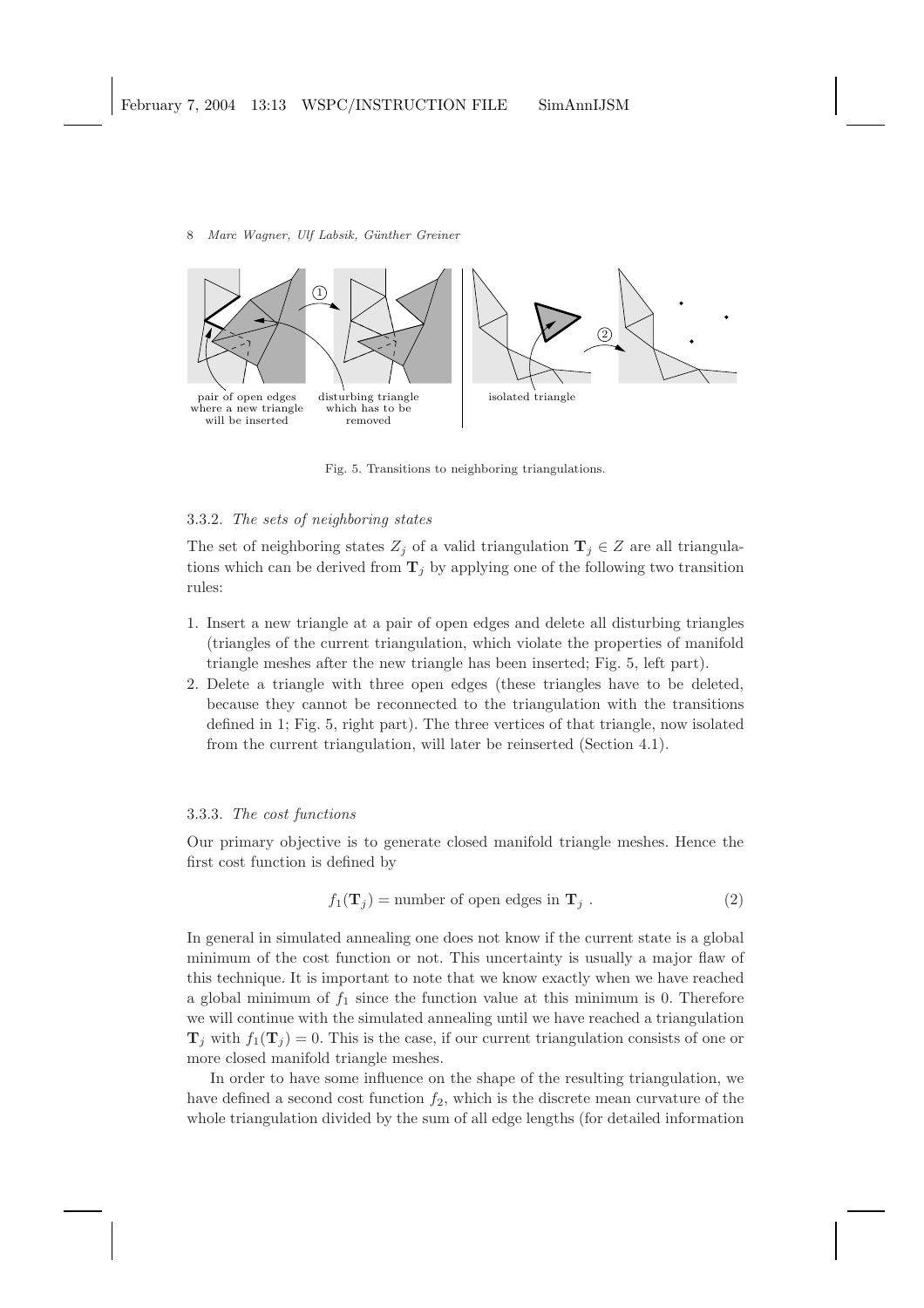Fig. 5. Transitions to neighboring triangulations.

#### 3.3.2. *The sets of neighboring states*

The set of neighboring states $Z_j$ of a valid triangulation $\mathbf{T}_j \in Z$ are all triangulations which can be derived from $\mathbf{T}_j$ by applying one of the following two transition rules:

1. Insert a new triangle at a pair of open edges and delete all disturbing triangles (triangles of the current triangulation, which violate the properties of manifold triangle meshes after the new triangle has been inserted; Fig. 5, left part).
2. Delete a triangle with three open edges (these triangles have to be deleted, because they cannot be reconnected to the triangulation with the transitions defined in 1; Fig. 5, right part). The three vertices of that triangle, now isolated from the current triangulation, will later be reinserted (Section 4.1).

#### 3.3.3. *The cost functions*

Our primary objective is to generate closed manifold triangle meshes. Hence the first cost function is defined by

$$f_1(\mathbf{T}_j) = \text{number of open edges in } \mathbf{T}_j \; . \tag{2}$$

In general in simulated annealing one does not know if the current state is a global minimum of the cost function or not. This uncertainty is usually a major flaw of this technique. It is important to note that we know exactly when we have reached a global minimum of $f_1$ since the function value at this minimum is 0. Therefore we will continue with the simulated annealing until we have reached a triangulation $\mathbf{T}_j$ with $f_1(\mathbf{T}_j) = 0$. This is the case, if our current triangulation consists of one or more closed manifold triangle meshes.

In order to have some influence on the shape of the resulting triangulation, we have defined a second cost function $f_2$, which is the discrete mean curvature of the whole triangulation divided by the sum of all edge lengths (for detailed information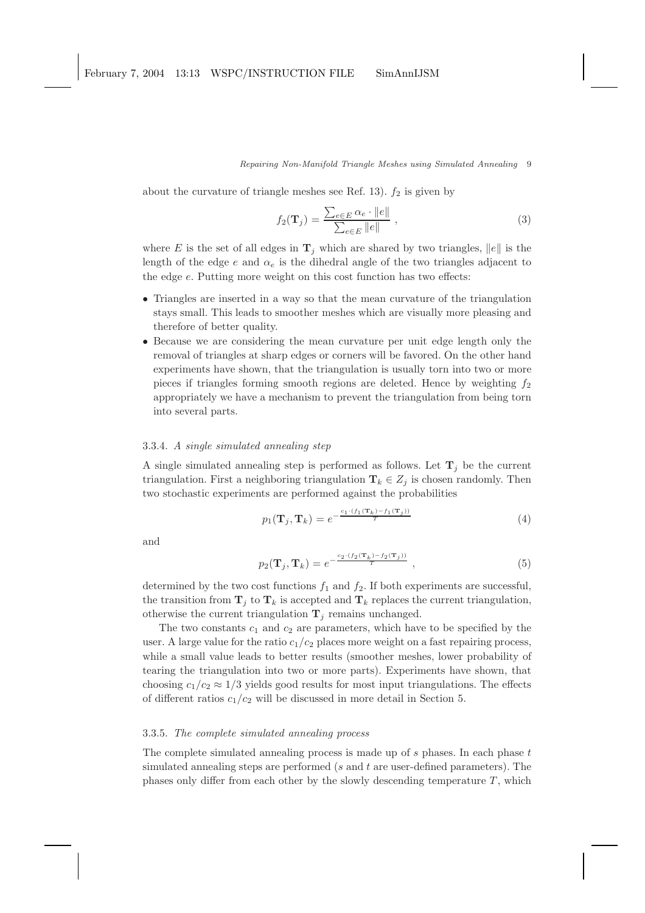about the curvature of triangle meshes see Ref. 13). $f_2$ is given by

$$f_2(\mathbf{T}_j) = \frac{\sum_{e \in E} \alpha_e \cdot \|e\|}{\sum_{e \in E} \|e\|} \,, \tag{3}$$

where $E$ is the set of all edges in $\mathbf{T}_j$ which are shared by two triangles, $\|e\|$ is the length of the edge $e$ and $\alpha_e$ is the dihedral angle of the two triangles adjacent to the edge $e$. Putting more weight on this cost function has two effects:

- Triangles are inserted in a way so that the mean curvature of the triangulation stays small. This leads to smoother meshes which are visually more pleasing and therefore of better quality.
- Because we are considering the mean curvature per unit edge length only the removal of triangles at sharp edges or corners will be favored. On the other hand experiments have shown, that the triangulation is usually torn into two or more pieces if triangles forming smooth regions are deleted. Hence by weighting $f_2$ appropriately we have a mechanism to prevent the triangulation from being torn into several parts.

### 3.3.4. *A single simulated annealing step*

A single simulated annealing step is performed as follows. Let $\mathbf{T}_j$ be the current triangulation. First a neighboring triangulation $\mathbf{T}_k \in Z_j$ is chosen randomly. Then two stochastic experiments are performed against the probabilities

$$p_1(\mathbf{T}_j, \mathbf{T}_k) = e^{-\frac{c_1 \cdot (f_1(\mathbf{T}_k) - f_1(\mathbf{T}_j))}{T}} \tag{4}$$

and

$$p_2(\mathbf{T}_j, \mathbf{T}_k) = e^{-\frac{c_2 \cdot (f_2(\mathbf{T}_k) - f_2(\mathbf{T}_j))}{T}} \,, \tag{5}$$

determined by the two cost functions $f_1$ and $f_2$. If both experiments are successful, the transition from $\mathbf{T}_j$ to $\mathbf{T}_k$ is accepted and $\mathbf{T}_k$ replaces the current triangulation, otherwise the current triangulation $\mathbf{T}_j$ remains unchanged.

The two constants $c_1$ and $c_2$ are parameters, which have to be specified by the user. A large value for the ratio $c_1/c_2$ places more weight on a fast repairing process, while a small value leads to better results (smoother meshes, lower probability of tearing the triangulation into two or more parts). Experiments have shown, that choosing $c_1/c_2 \approx 1/3$ yields good results for most input triangulations. The effects of different ratios $c_1/c_2$ will be discussed in more detail in Section 5.

### 3.3.5. *The complete simulated annealing process*

The complete simulated annealing process is made up of $s$ phases. In each phase $t$ simulated annealing steps are performed ($s$ and $t$ are user-defined parameters). The phases only differ from each other by the slowly descending temperature $T$, which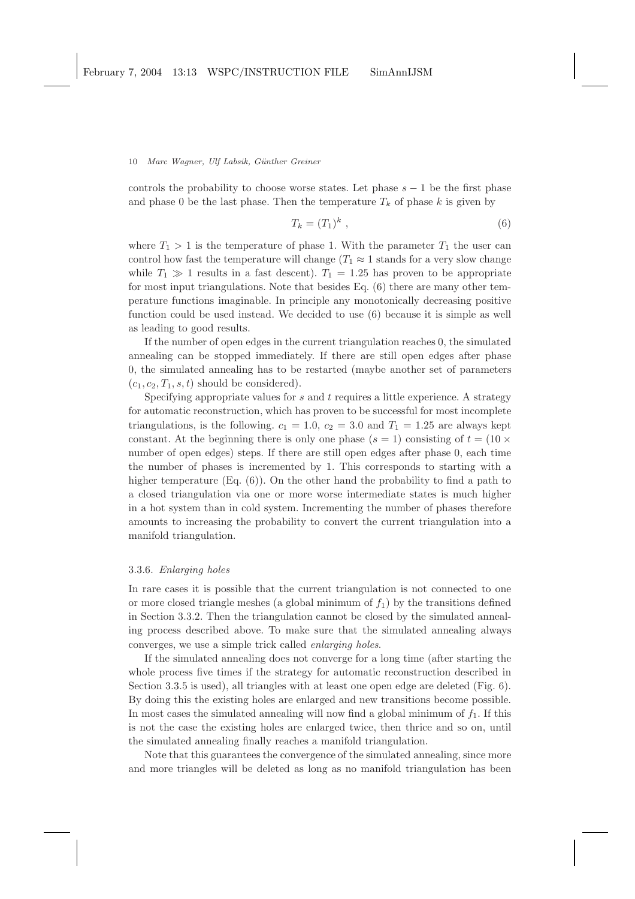controls the probability to choose worse states. Let phase $s-1$ be the first phase and phase 0 be the last phase. Then the temperature $T_k$ of phase $k$ is given by

$$T_k = (T_1)^k \ , \tag{6}$$

where $T_1 > 1$ is the temperature of phase 1. With the parameter $T_1$ the user can control how fast the temperature will change ($T_1 \approx 1$ stands for a very slow change while $T_1 \gg 1$ results in a fast descent). $T_1 = 1.25$ has proven to be appropriate for most input triangulations. Note that besides Eq. (6) there are many other temperature functions imaginable. In principle any monotonically decreasing positive function could be used instead. We decided to use (6) because it is simple as well as leading to good results.

If the number of open edges in the current triangulation reaches 0, the simulated annealing can be stopped immediately. If there are still open edges after phase 0, the simulated annealing has to be restarted (maybe another set of parameters $(c_1, c_2, T_1, s, t)$ should be considered).

Specifying appropriate values for $s$ and $t$ requires a little experience. A strategy for automatic reconstruction, which has proven to be successful for most incomplete triangulations, is the following. $c_1 = 1.0$, $c_2 = 3.0$ and $T_1 = 1.25$ are always kept constant. At the beginning there is only one phase ($s = 1$) consisting of $t = (10 \times$ number of open edges) steps. If there are still open edges after phase 0, each time the number of phases is incremented by 1. This corresponds to starting with a higher temperature (Eq. (6)). On the other hand the probability to find a path to a closed triangulation via one or more worse intermediate states is much higher in a hot system than in cold system. Incrementing the number of phases therefore amounts to increasing the probability to convert the current triangulation into a manifold triangulation.

### 3.3.6. *Enlarging holes*

In rare cases it is possible that the current triangulation is not connected to one or more closed triangle meshes (a global minimum of $f_1$) by the transitions defined in Section 3.3.2. Then the triangulation cannot be closed by the simulated annealing process described above. To make sure that the simulated annealing always converges, we use a simple trick called *enlarging holes*.

If the simulated annealing does not converge for a long time (after starting the whole process five times if the strategy for automatic reconstruction described in Section 3.3.5 is used), all triangles with at least one open edge are deleted (Fig. 6). By doing this the existing holes are enlarged and new transitions become possible. In most cases the simulated annealing will now find a global minimum of $f_1$. If this is not the case the existing holes are enlarged twice, then thrice and so on, until the simulated annealing finally reaches a manifold triangulation.

Note that this guarantees the convergence of the simulated annealing, since more and more triangles will be deleted as long as no manifold triangulation has been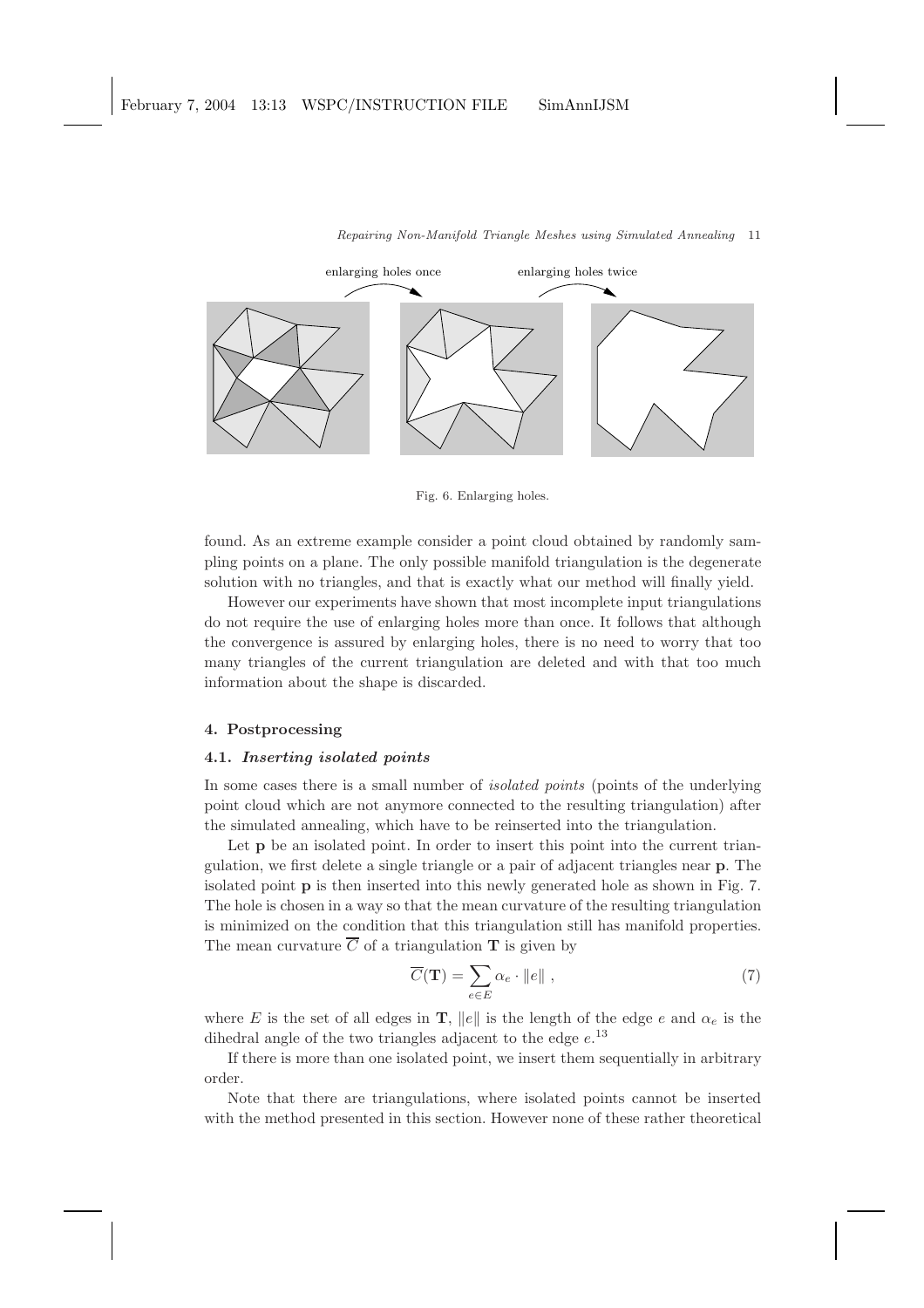enlarging holes once

enlarging holes twice

Fig. 6. Enlarging holes.

found. As an extreme example consider a point cloud obtained by randomly sampling points on a plane. The only possible manifold triangulation is the degenerate solution with no triangles, and that is exactly what our method will finally yield.

However our experiments have shown that most incomplete input triangulations do not require the use of enlarging holes more than once. It follows that although the convergence is assured by enlarging holes, there is no need to worry that too many triangles of the current triangulation are deleted and with that too much information about the shape is discarded.

## 4. Postprocessing

### 4.1. *Inserting isolated points*

In some cases there is a small number of *isolated points* (points of the underlying point cloud which are not anymore connected to the resulting triangulation) after the simulated annealing, which have to be reinserted into the triangulation.

Let $\mathbf{p}$ be an isolated point. In order to insert this point into the current triangulation, we first delete a single triangle or a pair of adjacent triangles near $\mathbf{p}$. The isolated point $\mathbf{p}$ is then inserted into this newly generated hole as shown in Fig. 7. The hole is chosen in a way so that the mean curvature of the resulting triangulation is minimized on the condition that this triangulation still has manifold properties. The mean curvature $\overline{C}$ of a triangulation $\mathbf{T}$ is given by

$$\overline{C}(\mathbf{T}) = \sum_{e \in E} \alpha_e \cdot \|e\| \, , \tag{7}$$

where $E$ is the set of all edges in $\mathbf{T}$, $\|e\|$ is the length of the edge $e$ and $\alpha_e$ is the dihedral angle of the two triangles adjacent to the edge $e$.[13]

If there is more than one isolated point, we insert them sequentially in arbitrary order.

Note that there are triangulations, where isolated points cannot be inserted with the method presented in this section. However none of these rather theoretical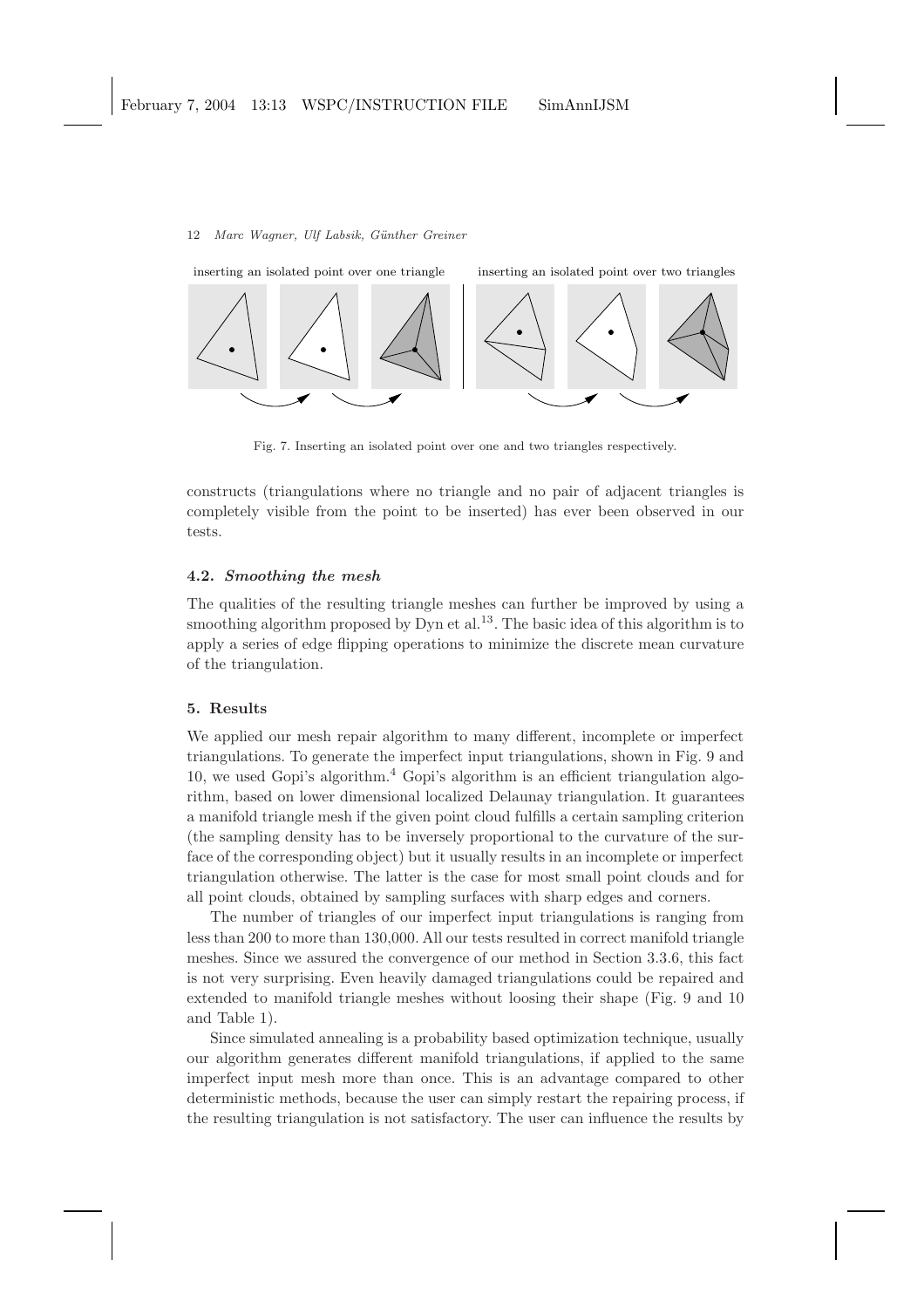inserting an isolated point over one triangle    inserting an isolated point over two triangles

Fig. 7. Inserting an isolated point over one and two triangles respectively.

constructs (triangulations where no triangle and no pair of adjacent triangles is completely visible from the point to be inserted) has ever been observed in our tests.

### 4.2. *Smoothing the mesh*

The qualities of the resulting triangle meshes can further be improved by using a smoothing algorithm proposed by Dyn et al.[13]. The basic idea of this algorithm is to apply a series of edge flipping operations to minimize the discrete mean curvature of the triangulation.

## 5. Results

We applied our mesh repair algorithm to many different, incomplete or imperfect triangulations. To generate the imperfect input triangulations, shown in Fig. 9 and 10, we used Gopi's algorithm.[4] Gopi's algorithm is an efficient triangulation algorithm, based on lower dimensional localized Delaunay triangulation. It guarantees a manifold triangle mesh if the given point cloud fulfills a certain sampling criterion (the sampling density has to be inversely proportional to the curvature of the surface of the corresponding object) but it usually results in an incomplete or imperfect triangulation otherwise. The latter is the case for most small point clouds and for all point clouds, obtained by sampling surfaces with sharp edges and corners.

The number of triangles of our imperfect input triangulations is ranging from less than 200 to more than 130,000. All our tests resulted in correct manifold triangle meshes. Since we assured the convergence of our method in Section 3.3.6, this fact is not very surprising. Even heavily damaged triangulations could be repaired and extended to manifold triangle meshes without loosing their shape (Fig. 9 and 10 and Table 1).

Since simulated annealing is a probability based optimization technique, usually our algorithm generates different manifold triangulations, if applied to the same imperfect input mesh more than once. This is an advantage compared to other deterministic methods, because the user can simply restart the repairing process, if the resulting triangulation is not satisfactory. The user can influence the results by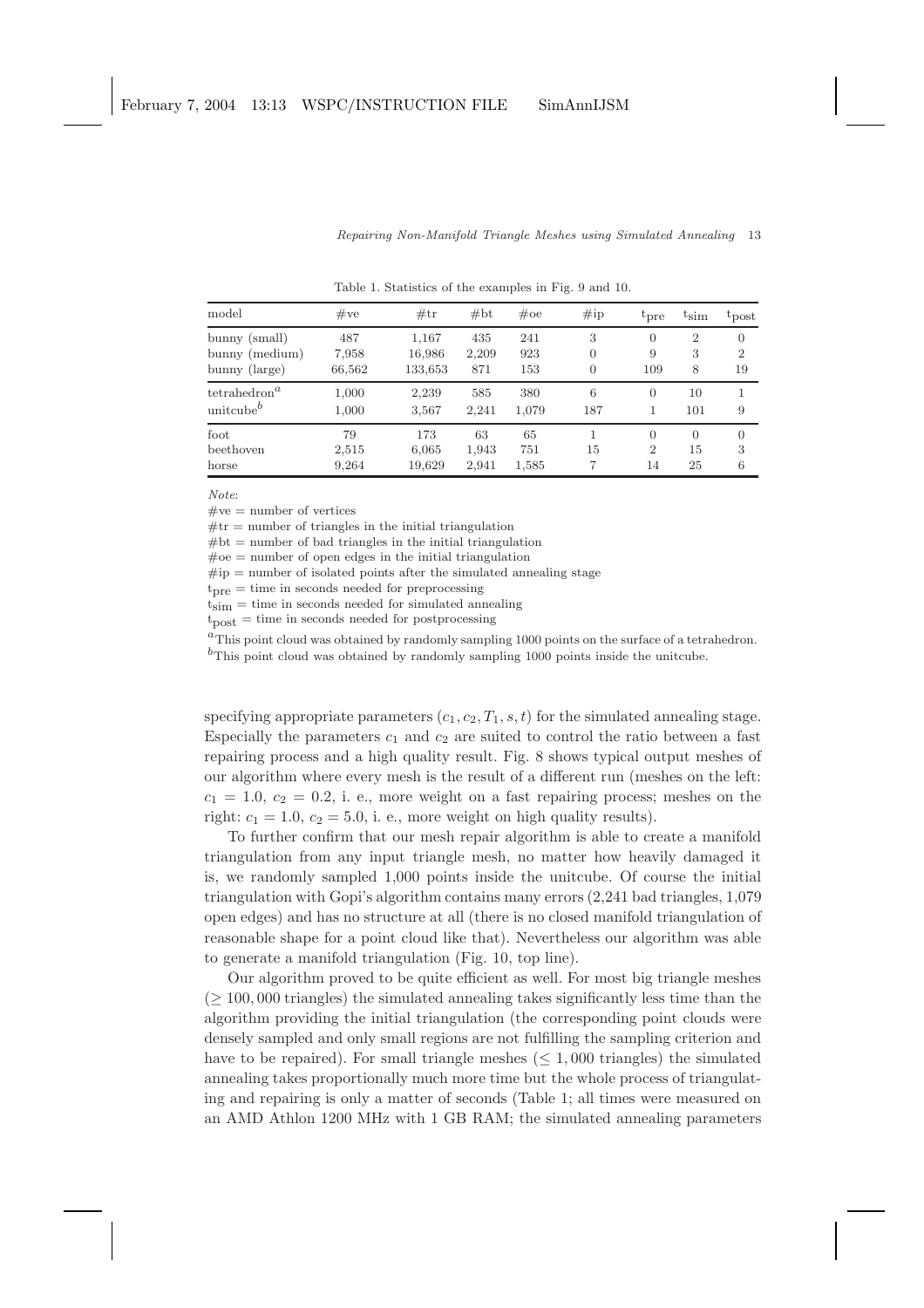Table 1. Statistics of the examples in Fig. 9 and 10.

| model | #ve | #tr | #bt | #oe | #ip | $t_{pre}$ | $t_{sim}$ | $t_{post}$ |
|---|---|---|---|---|---|---|---|---|
| bunny (small) | 487 | 1,167 | 435 | 241 | 3 | 0 | 2 | 0 |
| bunny (medium) | 7,958 | 16,986 | 2,209 | 923 | 0 | 9 | 3 | 2 |
| bunny (large) | 66,562 | 133,653 | 871 | 153 | 0 | 109 | 8 | 19 |
| tetrahedron[a] | 1,000 | 2,239 | 585 | 380 | 6 | 0 | 10 | 1 |
| unitcube[b] | 1,000 | 3,567 | 2,241 | 1,079 | 187 | 1 | 101 | 9 |
| foot | 79 | 173 | 63 | 65 | 1 | 0 | 0 | 0 |
| beethoven | 2,515 | 6,065 | 1,943 | 751 | 15 | 2 | 15 | 3 |
| horse | 9,264 | 19,629 | 2,941 | 1,585 | 7 | 14 | 25 | 6 |

*Note*:
#ve = number of vertices
#tr = number of triangles in the initial triangulation
#bt = number of bad triangles in the initial triangulation
#oe = number of open edges in the initial triangulation
#ip = number of isolated points after the simulated annealing stage
$t_{pre}$ = time in seconds needed for preprocessing
$t_{sim}$ = time in seconds needed for simulated annealing
$t_{post}$ = time in seconds needed for postprocessing
[a]This point cloud was obtained by randomly sampling 1000 points on the surface of a tetrahedron.
[b]This point cloud was obtained by randomly sampling 1000 points inside the unitcube.

specifying appropriate parameters $(c_1, c_2, T_1, s, t)$ for the simulated annealing stage. Especially the parameters $c_1$ and $c_2$ are suited to control the ratio between a fast repairing process and a high quality result. Fig. 8 shows typical output meshes of our algorithm where every mesh is the result of a different run (meshes on the left: $c_1 = 1.0$, $c_2 = 0.2$, i. e., more weight on a fast repairing process; meshes on the right: $c_1 = 1.0$, $c_2 = 5.0$, i. e., more weight on high quality results).

To further confirm that our mesh repair algorithm is able to create a manifold triangulation from any input triangle mesh, no matter how heavily damaged it is, we randomly sampled 1,000 points inside the unitcube. Of course the initial triangulation with Gopi's algorithm contains many errors (2,241 bad triangles, 1,079 open edges) and has no structure at all (there is no closed manifold triangulation of reasonable shape for a point cloud like that). Nevertheless our algorithm was able to generate a manifold triangulation (Fig. 10, top line).

Our algorithm proved to be quite efficient as well. For most big triangle meshes ($\geq 100,000$ triangles) the simulated annealing takes significantly less time than the algorithm providing the initial triangulation (the corresponding point clouds were densely sampled and only small regions are not fulfilling the sampling criterion and have to be repaired). For small triangle meshes ($\leq 1,000$ triangles) the simulated annealing takes proportionally much more time but the whole process of triangulating and repairing is only a matter of seconds (Table 1; all times were measured on an AMD Athlon 1200 MHz with 1 GB RAM; the simulated annealing parameters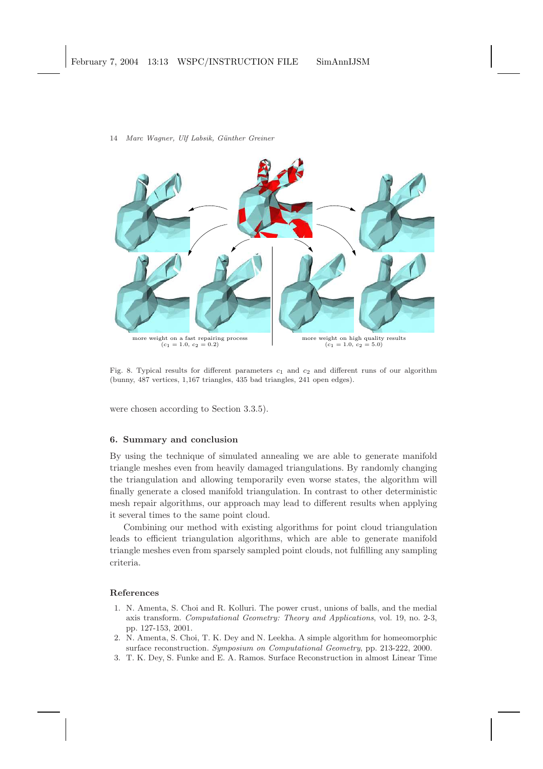more weight on a fast repairing process
($c_1 = 1.0$, $c_2 = 0.2$)

more weight on high quality results
($c_1 = 1.0$, $c_2 = 5.0$)

Fig. 8. Typical results for different parameters $c_1$ and $c_2$ and different runs of our algorithm (bunny, 487 vertices, 1,167 triangles, 435 bad triangles, 241 open edges).

were chosen according to Section 3.3.5).

## 6. Summary and conclusion

By using the technique of simulated annealing we are able to generate manifold triangle meshes even from heavily damaged triangulations. By randomly changing the triangulation and allowing temporarily even worse states, the algorithm will finally generate a closed manifold triangulation. In contrast to other deterministic mesh repair algorithms, our approach may lead to different results when applying it several times to the same point cloud.

Combining our method with existing algorithms for point cloud triangulation leads to efficient triangulation algorithms, which are able to generate manifold triangle meshes even from sparsely sampled point clouds, not fulfilling any sampling criteria.

## References

1. N. Amenta, S. Choi and R. Kolluri. The power crust, unions of balls, and the medial axis transform. *Computational Geometry: Theory and Applications*, vol. 19, no. 2-3, pp. 127-153, 2001.
2. N. Amenta, S. Choi, T. K. Dey and N. Leekha. A simple algorithm for homeomorphic surface reconstruction. *Symposium on Computational Geometry*, pp. 213-222, 2000.
3. T. K. Dey, S. Funke and E. A. Ramos. Surface Reconstruction in almost Linear Time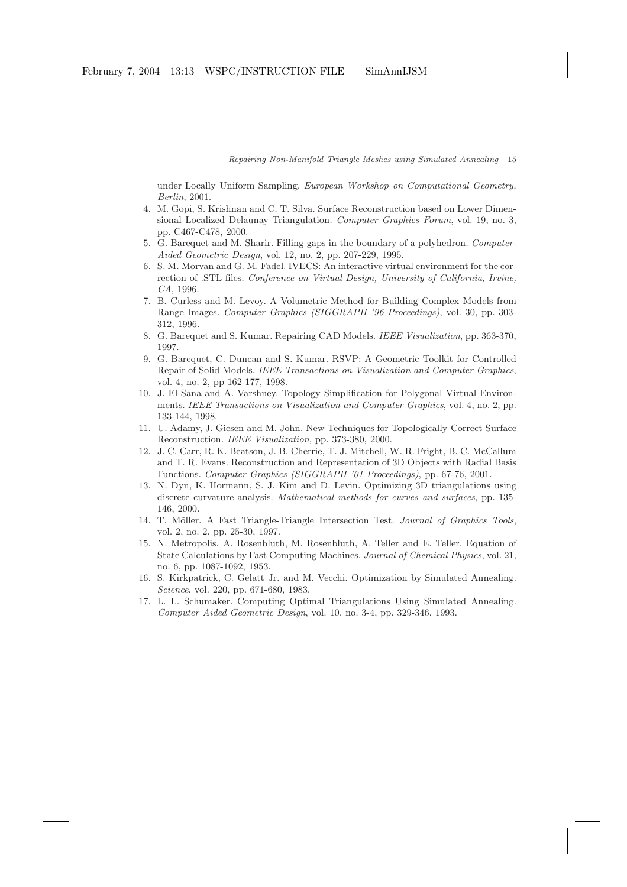under Locally Uniform Sampling. *European Workshop on Computational Geometry, Berlin*, 2001.

4. M. Gopi, S. Krishnan and C. T. Silva. Surface Reconstruction based on Lower Dimensional Localized Delaunay Triangulation. *Computer Graphics Forum*, vol. 19, no. 3, pp. C467-C478, 2000.
5. G. Barequet and M. Sharir. Filling gaps in the boundary of a polyhedron. *Computer-Aided Geometric Design*, vol. 12, no. 2, pp. 207-229, 1995.
6. S. M. Morvan and G. M. Fadel. IVECS: An interactive virtual environment for the correction of .STL files. *Conference on Virtual Design, University of California, Irvine, CA*, 1996.
7. B. Curless and M. Levoy. A Volumetric Method for Building Complex Models from Range Images. *Computer Graphics (SIGGRAPH '96 Proceedings)*, vol. 30, pp. 303-312, 1996.
8. G. Barequet and S. Kumar. Repairing CAD Models. *IEEE Visualization*, pp. 363-370, 1997.
9. G. Barequet, C. Duncan and S. Kumar. RSVP: A Geometric Toolkit for Controlled Repair of Solid Models. *IEEE Transactions on Visualization and Computer Graphics*, vol. 4, no. 2, pp 162-177, 1998.
10. J. El-Sana and A. Varshney. Topology Simplification for Polygonal Virtual Environments. *IEEE Transactions on Visualization and Computer Graphics*, vol. 4, no. 2, pp. 133-144, 1998.
11. U. Adamy, J. Giesen and M. John. New Techniques for Topologically Correct Surface Reconstruction. *IEEE Visualization*, pp. 373-380, 2000.
12. J. C. Carr, R. K. Beatson, J. B. Cherrie, T. J. Mitchell, W. R. Fright, B. C. McCallum and T. R. Evans. Reconstruction and Representation of 3D Objects with Radial Basis Functions. *Computer Graphics (SIGGRAPH '01 Proceedings)*, pp. 67-76, 2001.
13. N. Dyn, K. Hormann, S. J. Kim and D. Levin. Optimizing 3D triangulations using discrete curvature analysis. *Mathematical methods for curves and surfaces*, pp. 135-146, 2000.
14. T. Möller. A Fast Triangle-Triangle Intersection Test. *Journal of Graphics Tools*, vol. 2, no. 2, pp. 25-30, 1997.
15. N. Metropolis, A. Rosenbluth, M. Rosenbluth, A. Teller and E. Teller. Equation of State Calculations by Fast Computing Machines. *Journal of Chemical Physics*, vol. 21, no. 6, pp. 1087-1092, 1953.
16. S. Kirkpatrick, C. Gelatt Jr. and M. Vecchi. Optimization by Simulated Annealing. *Science*, vol. 220, pp. 671-680, 1983.
17. L. L. Schumaker. Computing Optimal Triangulations Using Simulated Annealing. *Computer Aided Geometric Design*, vol. 10, no. 3-4, pp. 329-346, 1993.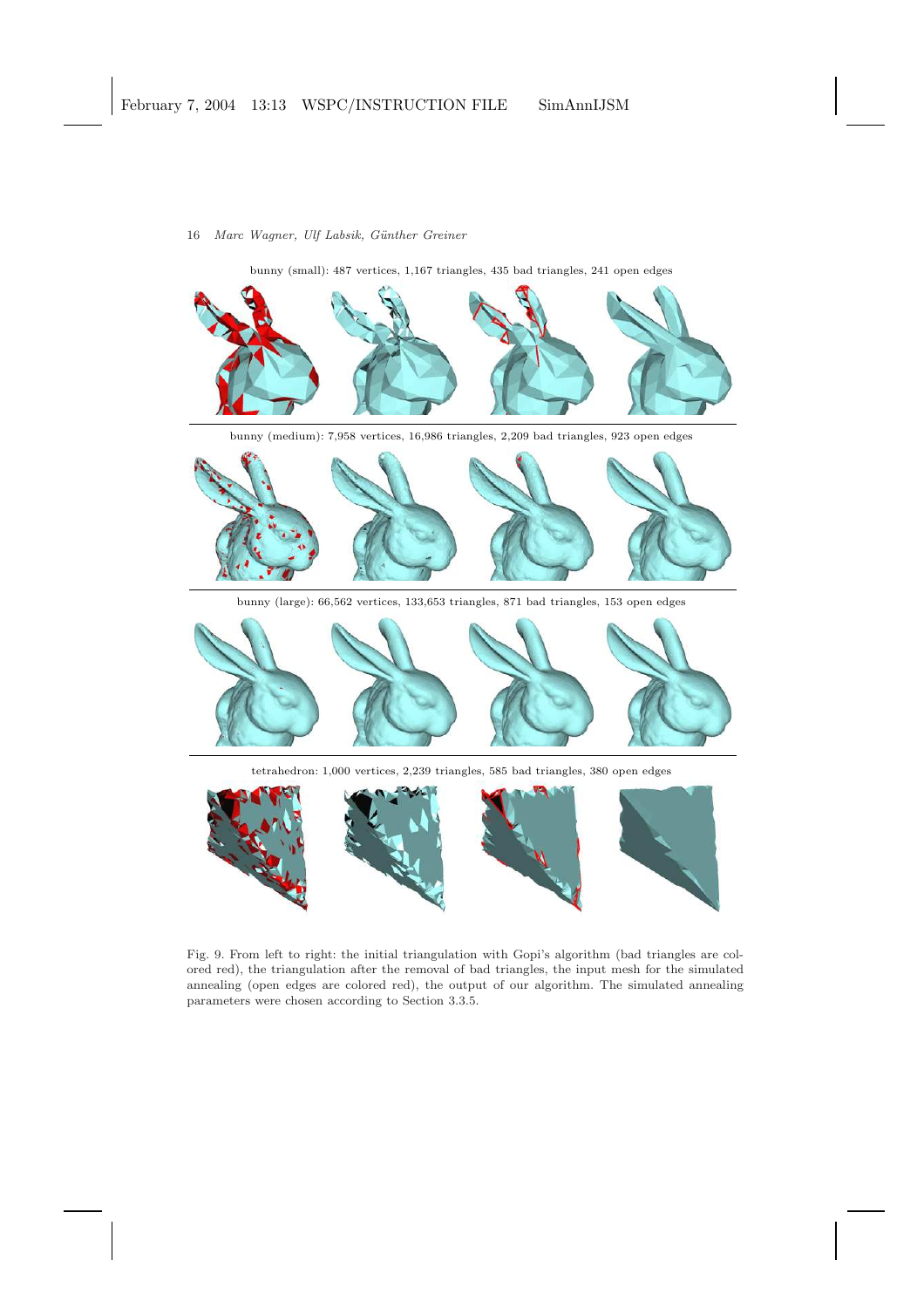bunny (small): 487 vertices, 1,167 triangles, 435 bad triangles, 241 open edges

bunny (medium): 7,958 vertices, 16,986 triangles, 2,209 bad triangles, 923 open edges

bunny (large): 66,562 vertices, 133,653 triangles, 871 bad triangles, 153 open edges

tetrahedron: 1,000 vertices, 2,239 triangles, 585 bad triangles, 380 open edges

Fig. 9. From left to right: the initial triangulation with Gopi's algorithm (bad triangles are colored red), the triangulation after the removal of bad triangles, the input mesh for the simulated annealing (open edges are colored red), the output of our algorithm. The simulated annealing parameters were chosen according to Section 3.3.5.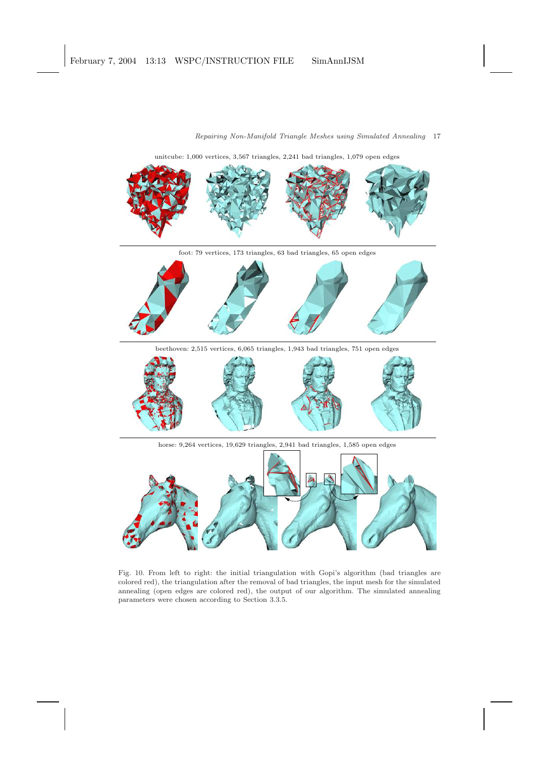unitcube: 1,000 vertices, 3,567 triangles, 2,241 bad triangles, 1,079 open edges

foot: 79 vertices, 173 triangles, 63 bad triangles, 65 open edges

beethoven: 2,515 vertices, 6,065 triangles, 1,943 bad triangles, 751 open edges

horse: 9,264 vertices, 19,629 triangles, 2,941 bad triangles, 1,585 open edges

Fig. 10. From left to right: the initial triangulation with Gopi's algorithm (bad triangles are colored red), the triangulation after the removal of bad triangles, the input mesh for the simulated annealing (open edges are colored red), the output of our algorithm. The simulated annealing parameters were chosen according to Section 3.3.5.